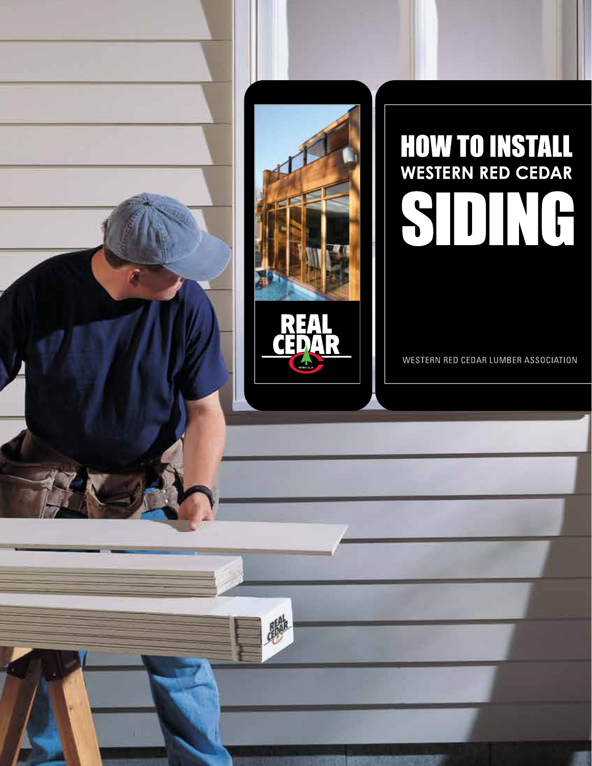# HOW TO INSTALL WESTERN RED CEDAR SIDING

REAL CEDAR

WESTERN RED CEDAR LUMBER ASSOCIATION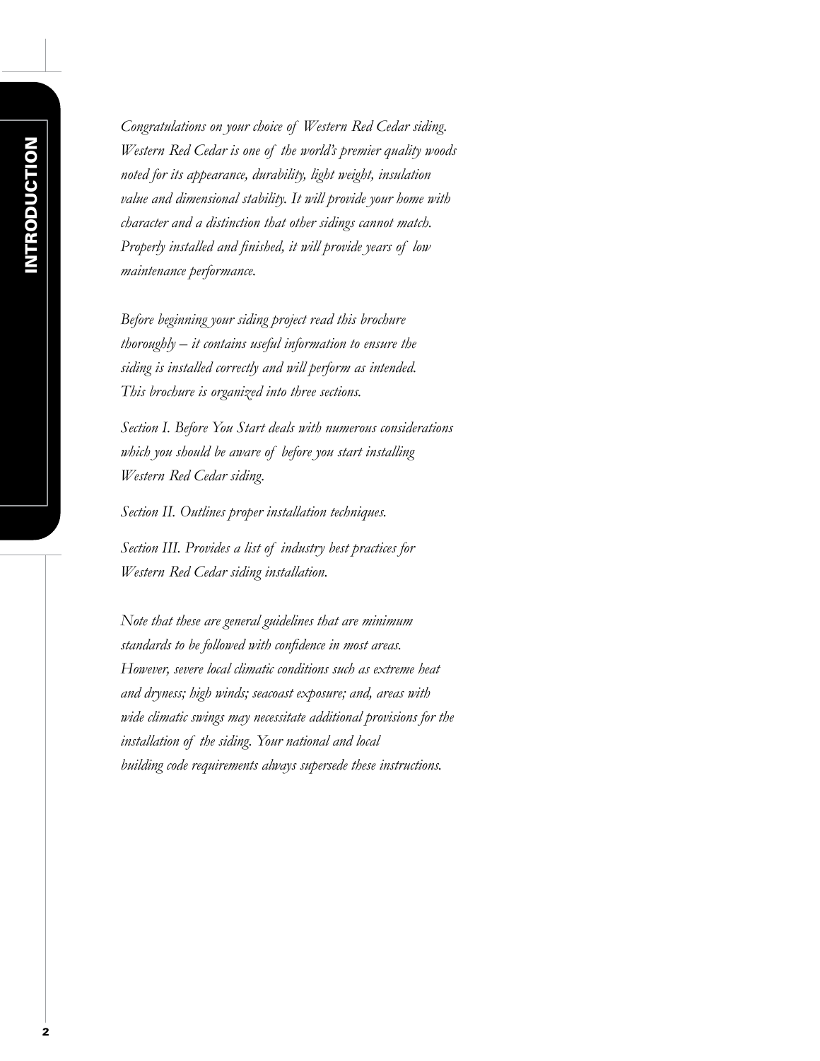# INTRODUCTION

*Congratulations on your choice of Western Red Cedar siding. Western Red Cedar is one of the world's premier quality woods noted for its appearance, durability, light weight, insulation value and dimensional stability. It will provide your home with character and a distinction that other sidings cannot match. Properly installed and finished, it will provide years of low maintenance performance.*

*Before beginning your siding project read this brochure thoroughly – it contains useful information to ensure the siding is installed correctly and will perform as intended. This brochure is organized into three sections.*

*Section I. Before You Start deals with numerous considerations which you should be aware of before you start installing Western Red Cedar siding.*

*Section II. Outlines proper installation techniques.*

*Section III. Provides a list of industry best practices for Western Red Cedar siding installation.*

*Note that these are general guidelines that are minimum standards to be followed with confidence in most areas. However, severe local climatic conditions such as extreme heat and dryness; high winds; seacoast exposure; and, areas with wide climatic swings may necessitate additional provisions for the installation of the siding. Your national and local building code requirements always supersede these instructions.*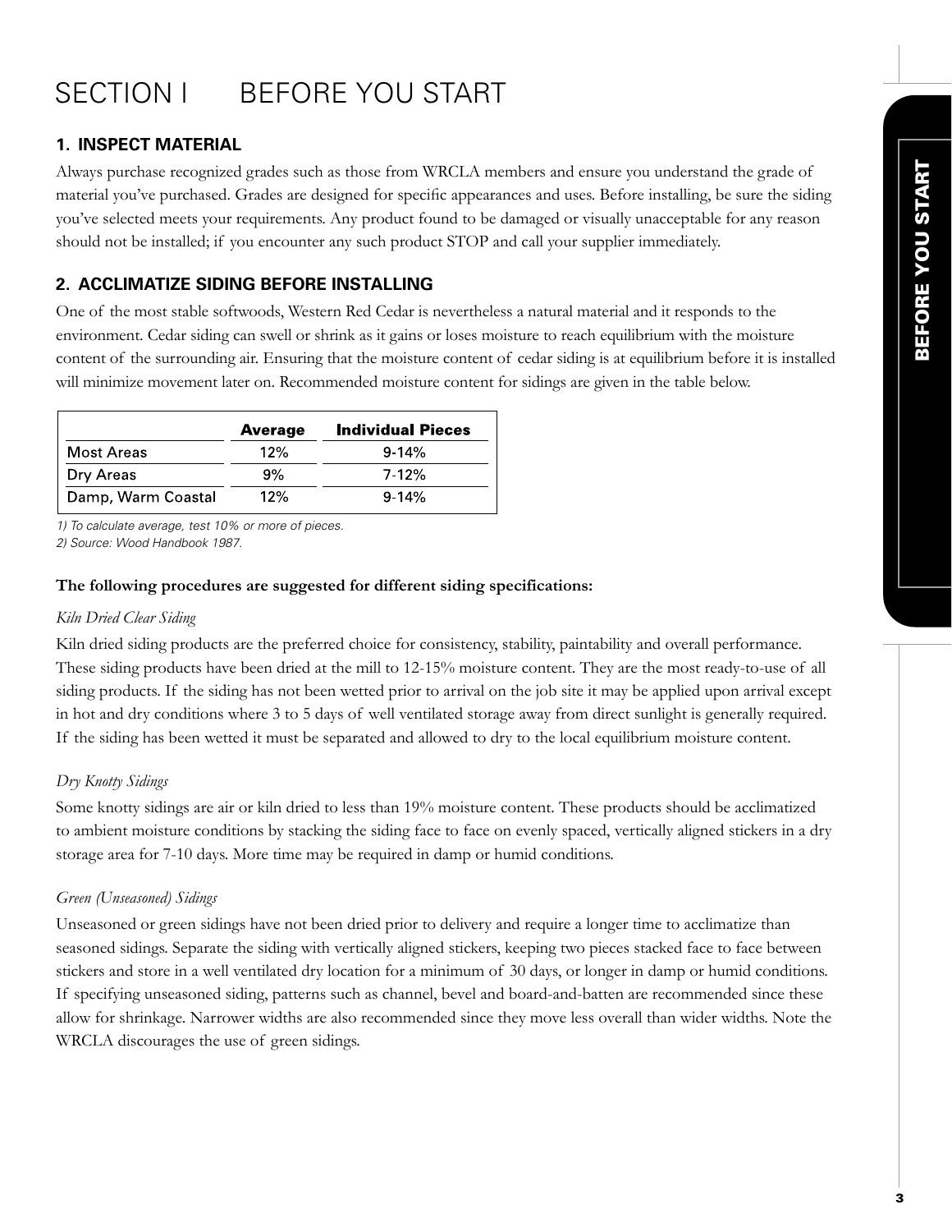# SECTION I BEFORE YOU START

## 1. INSPECT MATERIAL

Always purchase recognized grades such as those from WRCLA members and ensure you understand the grade of material you've purchased. Grades are designed for specific appearances and uses. Before installing, be sure the siding you've selected meets your requirements. Any product found to be damaged or visually unacceptable for any reason should not be installed; if you encounter any such product STOP and call your supplier immediately.

## 2. ACCLIMATIZE SIDING BEFORE INSTALLING

One of the most stable softwoods, Western Red Cedar is nevertheless a natural material and it responds to the environment. Cedar siding can swell or shrink as it gains or loses moisture to reach equilibrium with the moisture content of the surrounding air. Ensuring that the moisture content of cedar siding is at equilibrium before it is installed will minimize movement later on. Recommended moisture content for sidings are given in the table below.

| | Average | Individual Pieces |
|---|---|---|
| Most Areas | 12% | 9-14% |
| Dry Areas | 9% | 7-12% |
| Damp, Warm Coastal | 12% | 9-14% |

*1) To calculate average, test 10% or more of pieces.*
*2) Source: Wood Handbook 1987.*

**The following procedures are suggested for different siding specifications:**

*Kiln Dried Clear Siding*

Kiln dried siding products are the preferred choice for consistency, stability, paintability and overall performance. These siding products have been dried at the mill to 12-15% moisture content. They are the most ready-to-use of all siding products. If the siding has not been wetted prior to arrival on the job site it may be applied upon arrival except in hot and dry conditions where 3 to 5 days of well ventilated storage away from direct sunlight is generally required. If the siding has been wetted it must be separated and allowed to dry to the local equilibrium moisture content.

*Dry Knotty Sidings*

Some knotty sidings are air or kiln dried to less than 19% moisture content. These products should be acclimatized to ambient moisture conditions by stacking the siding face to face on evenly spaced, vertically aligned stickers in a dry storage area for 7-10 days. More time may be required in damp or humid conditions.

*Green (Unseasoned) Sidings*

Unseasoned or green sidings have not been dried prior to delivery and require a longer time to acclimatize than seasoned sidings. Separate the siding with vertically aligned stickers, keeping two pieces stacked face to face between stickers and store in a well ventilated dry location for a minimum of 30 days, or longer in damp or humid conditions. If specifying unseasoned siding, patterns such as channel, bevel and board-and-batten are recommended since these allow for shrinkage. Narrower widths are also recommended since they move less overall than wider widths. Note the WRCLA discourages the use of green sidings.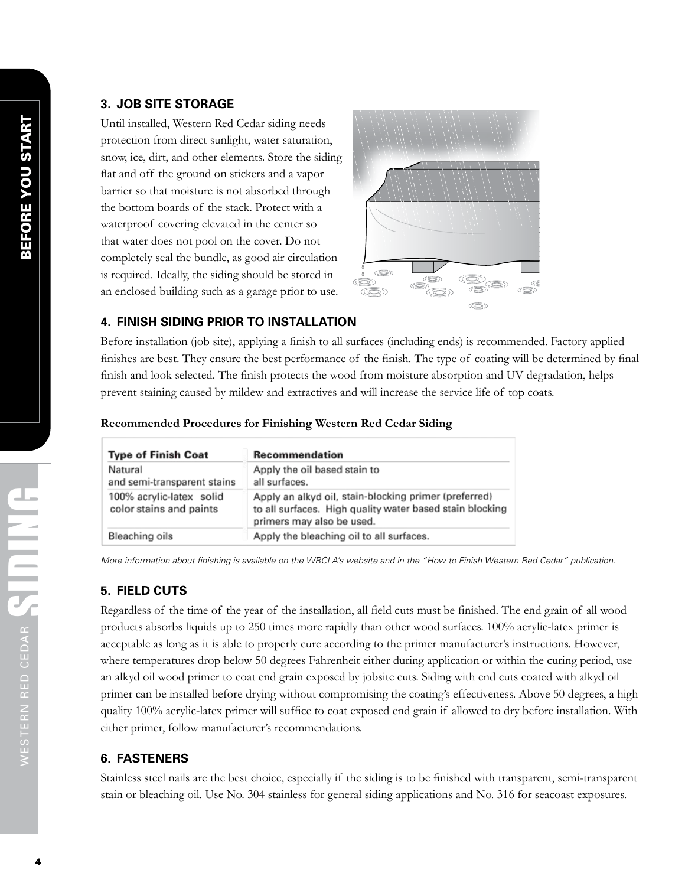## 3. JOB SITE STORAGE

Until installed, Western Red Cedar siding needs protection from direct sunlight, water saturation, snow, ice, dirt, and other elements. Store the siding flat and off the ground on stickers and a vapor barrier so that moisture is not absorbed through the bottom boards of the stack. Protect with a waterproof covering elevated in the center so that water does not pool on the cover. Do not completely seal the bundle, as good air circulation is required. Ideally, the siding should be stored in an enclosed building such as a garage prior to use.

## 4. FINISH SIDING PRIOR TO INSTALLATION

Before installation (job site), applying a finish to all surfaces (including ends) is recommended. Factory applied finishes are best. They ensure the best performance of the finish. The type of coating will be determined by final finish and look selected. The finish protects the wood from moisture absorption and UV degradation, helps prevent staining caused by mildew and extractives and will increase the service life of top coats.

**Recommended Procedures for Finishing Western Red Cedar Siding**

| Type of Finish Coat | Recommendation |
|---|---|
| Natural and semi-transparent stains | Apply the oil based stain to all surfaces. |
| 100% acrylic-latex solid color stains and paints | Apply an alkyd oil, stain-blocking primer (preferred) to all surfaces. High quality water based stain blocking primers may also be used. |
| Bleaching oils | Apply the bleaching oil to all surfaces. |

*More information about finishing is available on the WRCLA's website and in the "How to Finish Western Red Cedar" publication.*

## 5. FIELD CUTS

Regardless of the time of the year of the installation, all field cuts must be finished. The end grain of all wood products absorbs liquids up to 250 times more rapidly than other wood surfaces. 100% acrylic-latex primer is acceptable as long as it is able to properly cure according to the primer manufacturer's instructions. However, where temperatures drop below 50 degrees Fahrenheit either during application or within the curing period, use an alkyd oil wood primer to coat end grain exposed by jobsite cuts. Siding with end cuts coated with alkyd oil primer can be installed before drying without compromising the coating's effectiveness. Above 50 degrees, a high quality 100% acrylic-latex primer will suffice to coat exposed end grain if allowed to dry before installation. With either primer, follow manufacturer's recommendations.

## 6. FASTENERS

Stainless steel nails are the best choice, especially if the siding is to be finished with transparent, semi-transparent stain or bleaching oil. Use No. 304 stainless for general siding applications and No. 316 for seacoast exposures.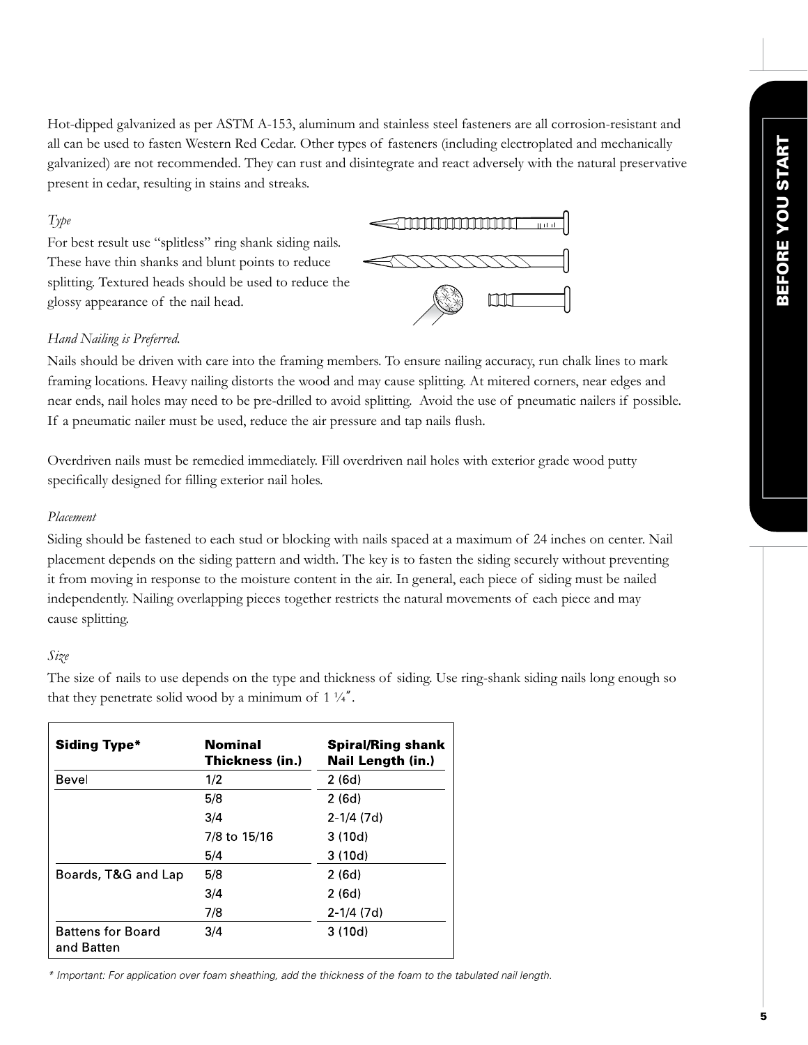Hot-dipped galvanized as per ASTM A-153, aluminum and stainless steel fasteners are all corrosion-resistant and all can be used to fasten Western Red Cedar. Other types of fasteners (including electroplated and mechanically galvanized) are not recommended. They can rust and disintegrate and react adversely with the natural preservative present in cedar, resulting in stains and streaks.

*Type*

For best result use "splitless" ring shank siding nails. These have thin shanks and blunt points to reduce splitting. Textured heads should be used to reduce the glossy appearance of the nail head.

*Hand Nailing is Preferred.*

Nails should be driven with care into the framing members. To ensure nailing accuracy, run chalk lines to mark framing locations. Heavy nailing distorts the wood and may cause splitting. At mitered corners, near edges and near ends, nail holes may need to be pre-drilled to avoid splitting. Avoid the use of pneumatic nailers if possible. If a pneumatic nailer must be used, reduce the air pressure and tap nails flush.

Overdriven nails must be remedied immediately. Fill overdriven nail holes with exterior grade wood putty specifically designed for filling exterior nail holes.

*Placement*

Siding should be fastened to each stud or blocking with nails spaced at a maximum of 24 inches on center. Nail placement depends on the siding pattern and width. The key is to fasten the siding securely without preventing it from moving in response to the moisture content in the air. In general, each piece of siding must be nailed independently. Nailing overlapping pieces together restricts the natural movements of each piece and may cause splitting.

*Size*

The size of nails to use depends on the type and thickness of siding. Use ring-shank siding nails long enough so that they penetrate solid wood by a minimum of 1 ¼".

| Siding Type* | Nominal Thickness (in.) | Spiral/Ring shank Nail Length (in.) |
|---|---|---|
| Bevel | 1/2 | 2 (6d) |
| | 5/8 | 2 (6d) |
| | 3/4 | 2-1/4 (7d) |
| | 7/8 to 15/16 | 3 (10d) |
| | 5/4 | 3 (10d) |
| Boards, T&G and Lap | 5/8 | 2 (6d) |
| | 3/4 | 2 (6d) |
| | 7/8 | 2-1/4 (7d) |
| Battens for Board and Batten | 3/4 | 3 (10d) |

*\* Important: For application over foam sheathing, add the thickness of the foam to the tabulated nail length.*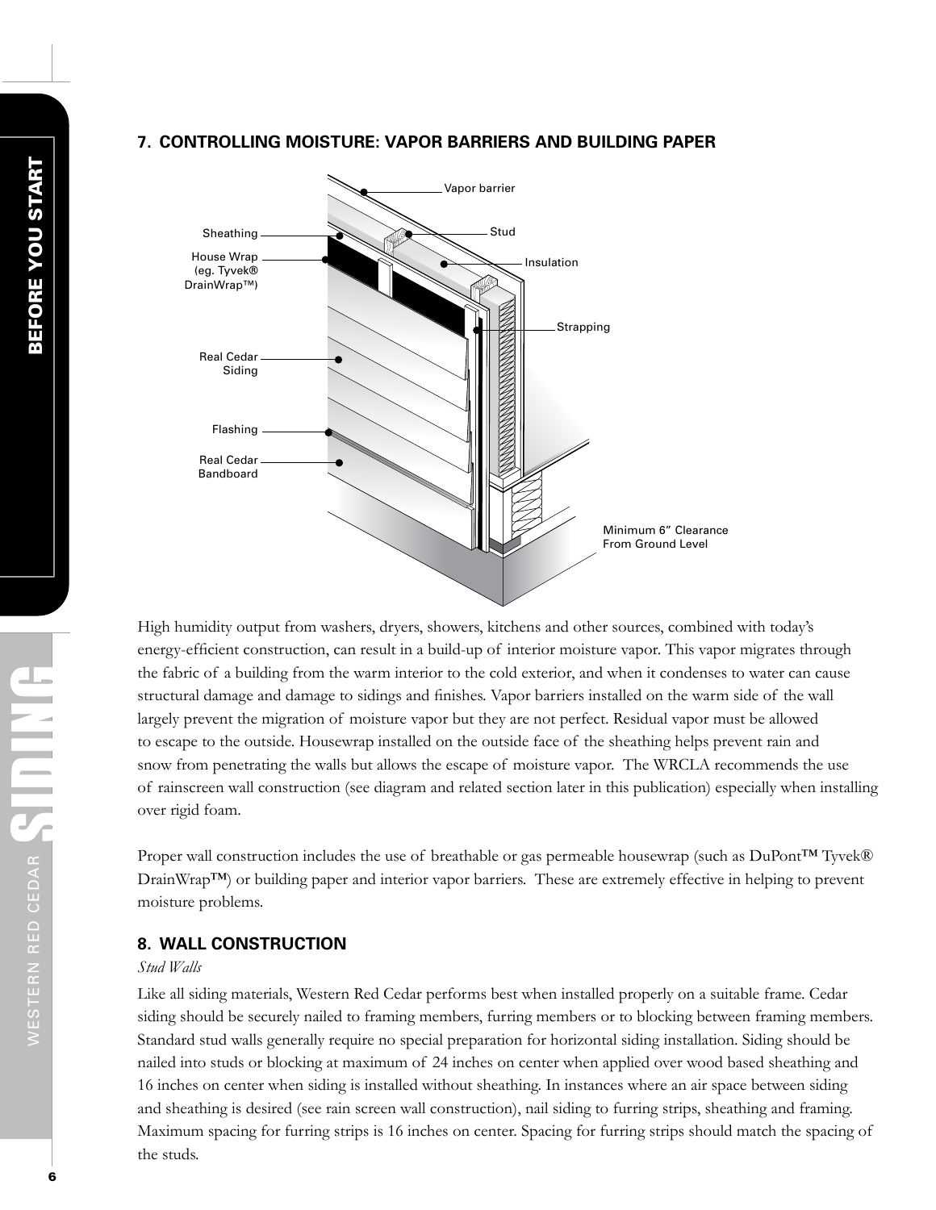## 7. CONTROLLING MOISTURE: VAPOR BARRIERS AND BUILDING PAPER

High humidity output from washers, dryers, showers, kitchens and other sources, combined with today's energy-efficient construction, can result in a build-up of interior moisture vapor. This vapor migrates through the fabric of a building from the warm interior to the cold exterior, and when it condenses to water can cause structural damage and damage to sidings and finishes. Vapor barriers installed on the warm side of the wall largely prevent the migration of moisture vapor but they are not perfect. Residual vapor must be allowed to escape to the outside. Housewrap installed on the outside face of the sheathing helps prevent rain and snow from penetrating the walls but allows the escape of moisture vapor. The WRCLA recommends the use of rainscreen wall construction (see diagram and related section later in this publication) especially when installing over rigid foam.

Proper wall construction includes the use of breathable or gas permeable housewrap (such as DuPont™ Tyvek® DrainWrap™) or building paper and interior vapor barriers. These are extremely effective in helping to prevent moisture problems.

## 8. WALL CONSTRUCTION

*Stud Walls*

Like all siding materials, Western Red Cedar performs best when installed properly on a suitable frame. Cedar siding should be securely nailed to framing members, furring members or to blocking between framing members. Standard stud walls generally require no special preparation for horizontal siding installation. Siding should be nailed into studs or blocking at maximum of 24 inches on center when applied over wood based sheathing and 16 inches on center when siding is installed without sheathing. In instances where an air space between siding and sheathing is desired (see rain screen wall construction), nail siding to furring strips, sheathing and framing. Maximum spacing for furring strips is 16 inches on center. Spacing for furring strips should match the spacing of the studs.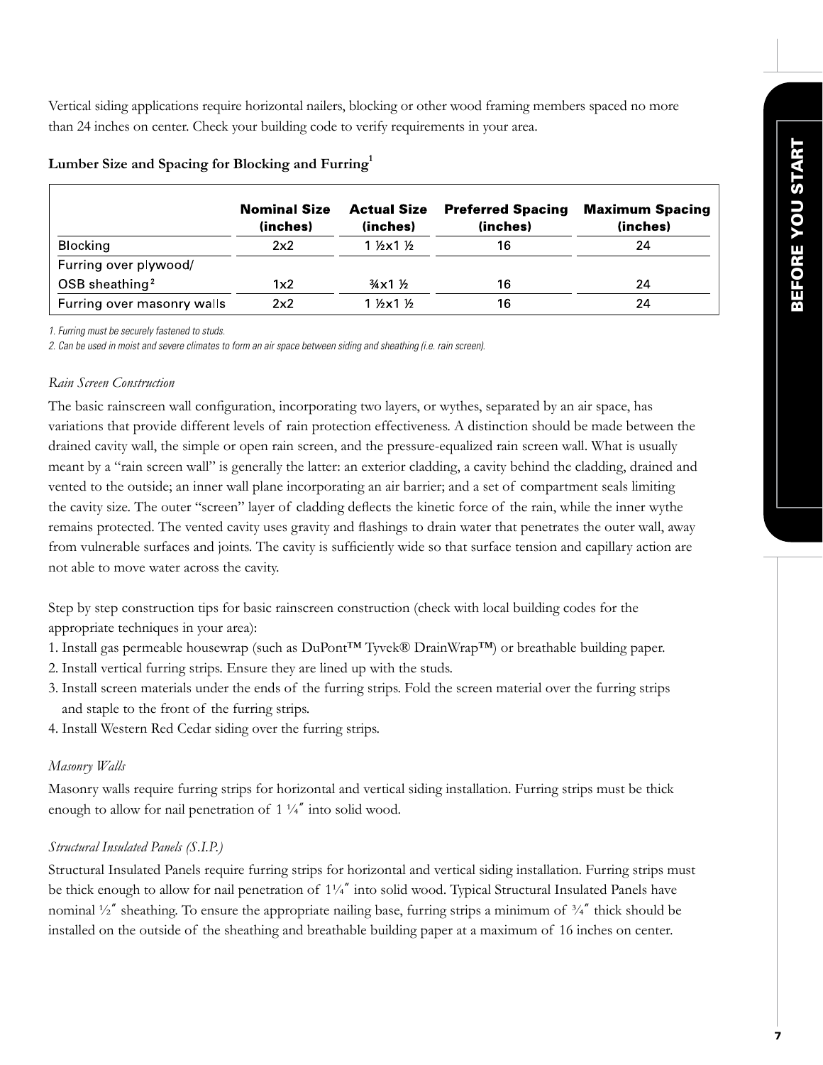Vertical siding applications require horizontal nailers, blocking or other wood framing members spaced no more than 24 inches on center. Check your building code to verify requirements in your area.

**Lumber Size and Spacing for Blocking and Furring[1]**

| | Nominal Size (inches) | Actual Size (inches) | Preferred Spacing (inches) | Maximum Spacing (inches) |
|---|---|---|---|---|
| Blocking | 2x2 | 1 ½x1 ½ | 16 | 24 |
| Furring over plywood/ OSB sheathing[2] | 1x2 | ¾x1 ½ | 16 | 24 |
| Furring over masonry walls | 2x2 | 1 ½x1 ½ | 16 | 24 |

*1. Furring must be securely fastened to studs.*

*2. Can be used in moist and severe climates to form an air space between siding and sheathing (i.e. rain screen).*

*Rain Screen Construction*

The basic rainscreen wall configuration, incorporating two layers, or wythes, separated by an air space, has variations that provide different levels of rain protection effectiveness. A distinction should be made between the drained cavity wall, the simple or open rain screen, and the pressure-equalized rain screen wall. What is usually meant by a "rain screen wall" is generally the latter: an exterior cladding, a cavity behind the cladding, drained and vented to the outside; an inner wall plane incorporating an air barrier; and a set of compartment seals limiting the cavity size. The outer "screen" layer of cladding deflects the kinetic force of the rain, while the inner wythe remains protected. The vented cavity uses gravity and flashings to drain water that penetrates the outer wall, away from vulnerable surfaces and joints. The cavity is sufficiently wide so that surface tension and capillary action are not able to move water across the cavity.

Step by step construction tips for basic rainscreen construction (check with local building codes for the appropriate techniques in your area):

1. Install gas permeable housewrap (such as DuPont™ Tyvek® DrainWrap™) or breathable building paper.
2. Install vertical furring strips. Ensure they are lined up with the studs.
3. Install screen materials under the ends of the furring strips. Fold the screen material over the furring strips and staple to the front of the furring strips.
4. Install Western Red Cedar siding over the furring strips.

*Masonry Walls*

Masonry walls require furring strips for horizontal and vertical siding installation. Furring strips must be thick enough to allow for nail penetration of 1 ¼″ into solid wood.

*Structural Insulated Panels (S.I.P.)*

Structural Insulated Panels require furring strips for horizontal and vertical siding installation. Furring strips must be thick enough to allow for nail penetration of 1¼″ into solid wood. Typical Structural Insulated Panels have nominal ½″ sheathing. To ensure the appropriate nailing base, furring strips a minimum of ¾″ thick should be installed on the outside of the sheathing and breathable building paper at a maximum of 16 inches on center.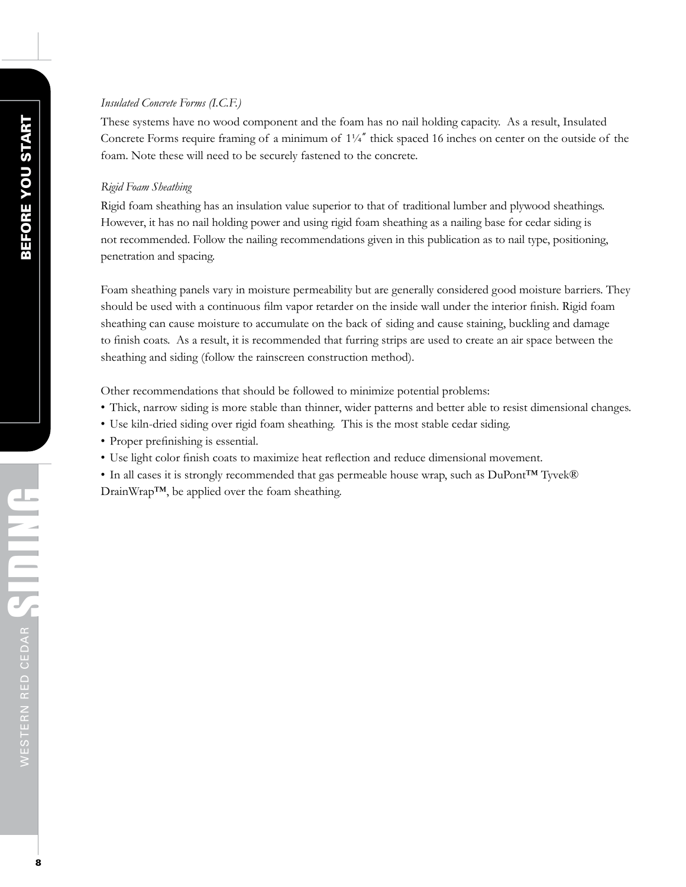*Insulated Concrete Forms (I.C.F.)*

These systems have no wood component and the foam has no nail holding capacity. As a result, Insulated Concrete Forms require framing of a minimum of 1¼″ thick spaced 16 inches on center on the outside of the foam. Note these will need to be securely fastened to the concrete.

*Rigid Foam Sheathing*

Rigid foam sheathing has an insulation value superior to that of traditional lumber and plywood sheathings. However, it has no nail holding power and using rigid foam sheathing as a nailing base for cedar siding is not recommended. Follow the nailing recommendations given in this publication as to nail type, positioning, penetration and spacing.

Foam sheathing panels vary in moisture permeability but are generally considered good moisture barriers. They should be used with a continuous film vapor retarder on the inside wall under the interior finish. Rigid foam sheathing can cause moisture to accumulate on the back of siding and cause staining, buckling and damage to finish coats. As a result, it is recommended that furring strips are used to create an air space between the sheathing and siding (follow the rainscreen construction method).

Other recommendations that should be followed to minimize potential problems:

- Thick, narrow siding is more stable than thinner, wider patterns and better able to resist dimensional changes.
- Use kiln-dried siding over rigid foam sheathing. This is the most stable cedar siding.
- Proper prefinishing is essential.
- Use light color finish coats to maximize heat reflection and reduce dimensional movement.
- In all cases it is strongly recommended that gas permeable house wrap, such as DuPont™ Tyvek® DrainWrap™, be applied over the foam sheathing.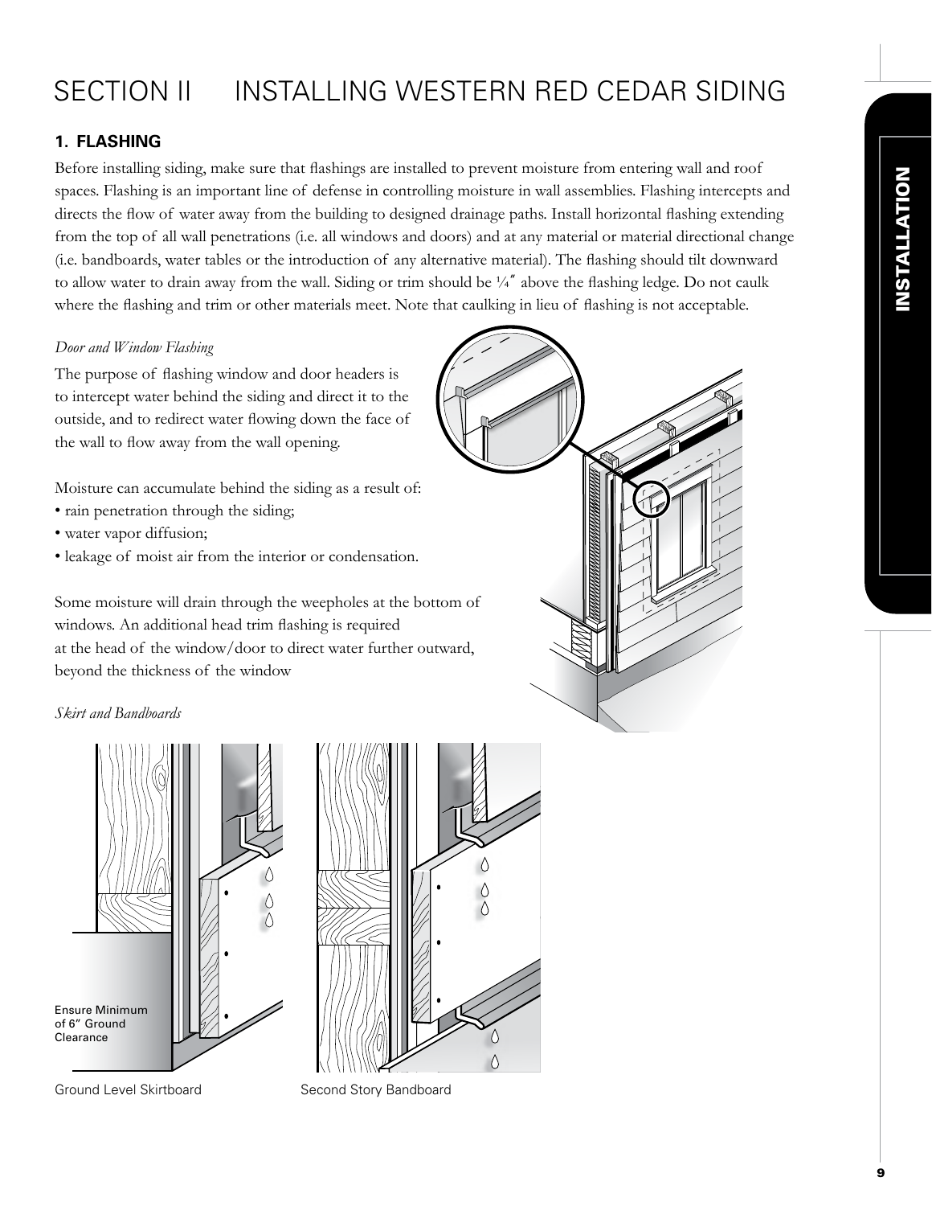# SECTION II INSTALLING WESTERN RED CEDAR SIDING

## 1. FLASHING

Before installing siding, make sure that flashings are installed to prevent moisture from entering wall and roof spaces. Flashing is an important line of defense in controlling moisture in wall assemblies. Flashing intercepts and directs the flow of water away from the building to designed drainage paths. Install horizontal flashing extending from the top of all wall penetrations (i.e. all windows and doors) and at any material or material directional change (i.e. bandboards, water tables or the introduction of any alternative material). The flashing should tilt downward to allow water to drain away from the wall. Siding or trim should be ¼″ above the flashing ledge. Do not caulk where the flashing and trim or other materials meet. Note that caulking in lieu of flashing is not acceptable.

*Door and Window Flashing*

The purpose of flashing window and door headers is to intercept water behind the siding and direct it to the outside, and to redirect water flowing down the face of the wall to flow away from the wall opening.

Moisture can accumulate behind the siding as a result of:

- rain penetration through the siding;
- water vapor diffusion;
- leakage of moist air from the interior or condensation.

Some moisture will drain through the weepholes at the bottom of windows. An additional head trim flashing is required at the head of the window/door to direct water further outward, beyond the thickness of the window

*Skirt and Bandboards*

Ensure Minimum of 6″ Ground Clearance

Ground Level Skirtboard

Second Story Bandboard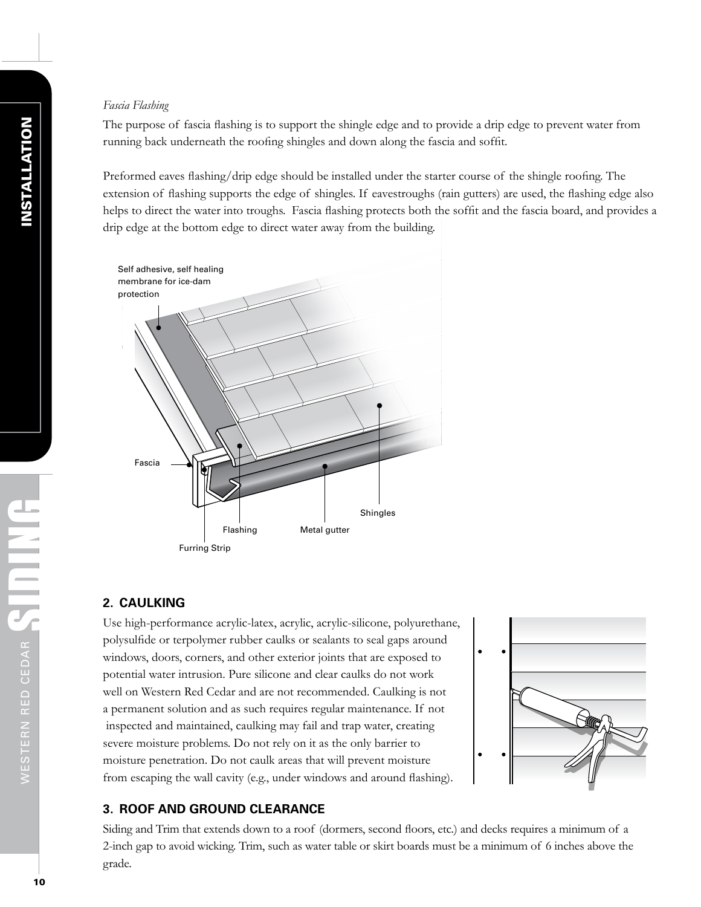*Fascia Flashing*

The purpose of fascia flashing is to support the shingle edge and to provide a drip edge to prevent water from running back underneath the roofing shingles and down along the fascia and soffit.

Preformed eaves flashing/drip edge should be installed under the starter course of the shingle roofing. The extension of flashing supports the edge of shingles. If eavestroughs (rain gutters) are used, the flashing edge also helps to direct the water into troughs. Fascia flashing protects both the soffit and the fascia board, and provides a drip edge at the bottom edge to direct water away from the building.

Self adhesive, self healing membrane for ice-dam protection

Fascia

Shingles

Flashing

Metal gutter

Furring Strip

## 2. CAULKING

Use high-performance acrylic-latex, acrylic, acrylic-silicone, polyurethane, polysulfide or terpolymer rubber caulks or sealants to seal gaps around windows, doors, corners, and other exterior joints that are exposed to potential water intrusion. Pure silicone and clear caulks do not work well on Western Red Cedar and are not recommended. Caulking is not a permanent solution and as such requires regular maintenance. If not inspected and maintained, caulking may fail and trap water, creating severe moisture problems. Do not rely on it as the only barrier to moisture penetration. Do not caulk areas that will prevent moisture from escaping the wall cavity (e.g., under windows and around flashing).

## 3. ROOF AND GROUND CLEARANCE

Siding and Trim that extends down to a roof (dormers, second floors, etc.) and decks requires a minimum of a 2-inch gap to avoid wicking. Trim, such as water table or skirt boards must be a minimum of 6 inches above the grade.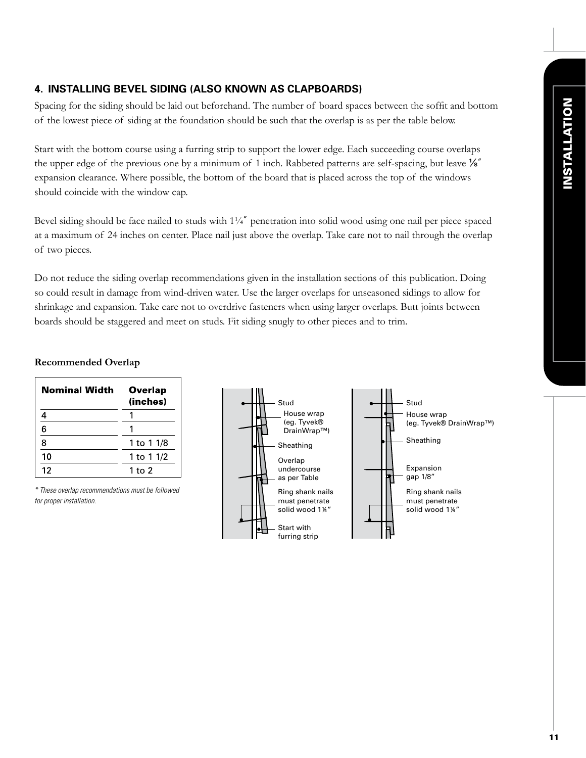## 4. INSTALLING BEVEL SIDING (ALSO KNOWN AS CLAPBOARDS)

Spacing for the siding should be laid out beforehand. The number of board spaces between the soffit and bottom of the lowest piece of siding at the foundation should be such that the overlap is as per the table below.

Start with the bottom course using a furring strip to support the lower edge. Each succeeding course overlaps the upper edge of the previous one by a minimum of 1 inch. Rabbeted patterns are self-spacing, but leave ⅛″ expansion clearance. Where possible, the bottom of the board that is placed across the top of the windows should coincide with the window cap.

Bevel siding should be face nailed to studs with 1¼″ penetration into solid wood using one nail per piece spaced at a maximum of 24 inches on center. Place nail just above the overlap. Take care not to nail through the overlap of two pieces.

Do not reduce the siding overlap recommendations given in the installation sections of this publication. Doing so could result in damage from wind-driven water. Use the larger overlaps for unseasoned sidings to allow for shrinkage and expansion. Take care not to overdrive fasteners when using larger overlaps. Butt joints between boards should be staggered and meet on studs. Fit siding snugly to other pieces and to trim.

**Recommended Overlap**

| Nominal Width | Overlap (inches) |
|---|---|
| 4 | 1 |
| 6 | 1 |
| 8 | 1 to 1 1/8 |
| 10 | 1 to 1 1/2 |
| 12 | 1 to 2 |

*\* These overlap recommendations must be followed for proper installation.*

Stud
House wrap (eg. Tyvek® DrainWrap™)
Sheathing
Overlap undercourse as per Table
Ring shank nails must penetrate solid wood 1¼″
Start with furring strip

Stud
House wrap (eg. Tyvek® DrainWrap™)
Sheathing
Expansion gap 1/8″
Ring shank nails must penetrate solid wood 1¼″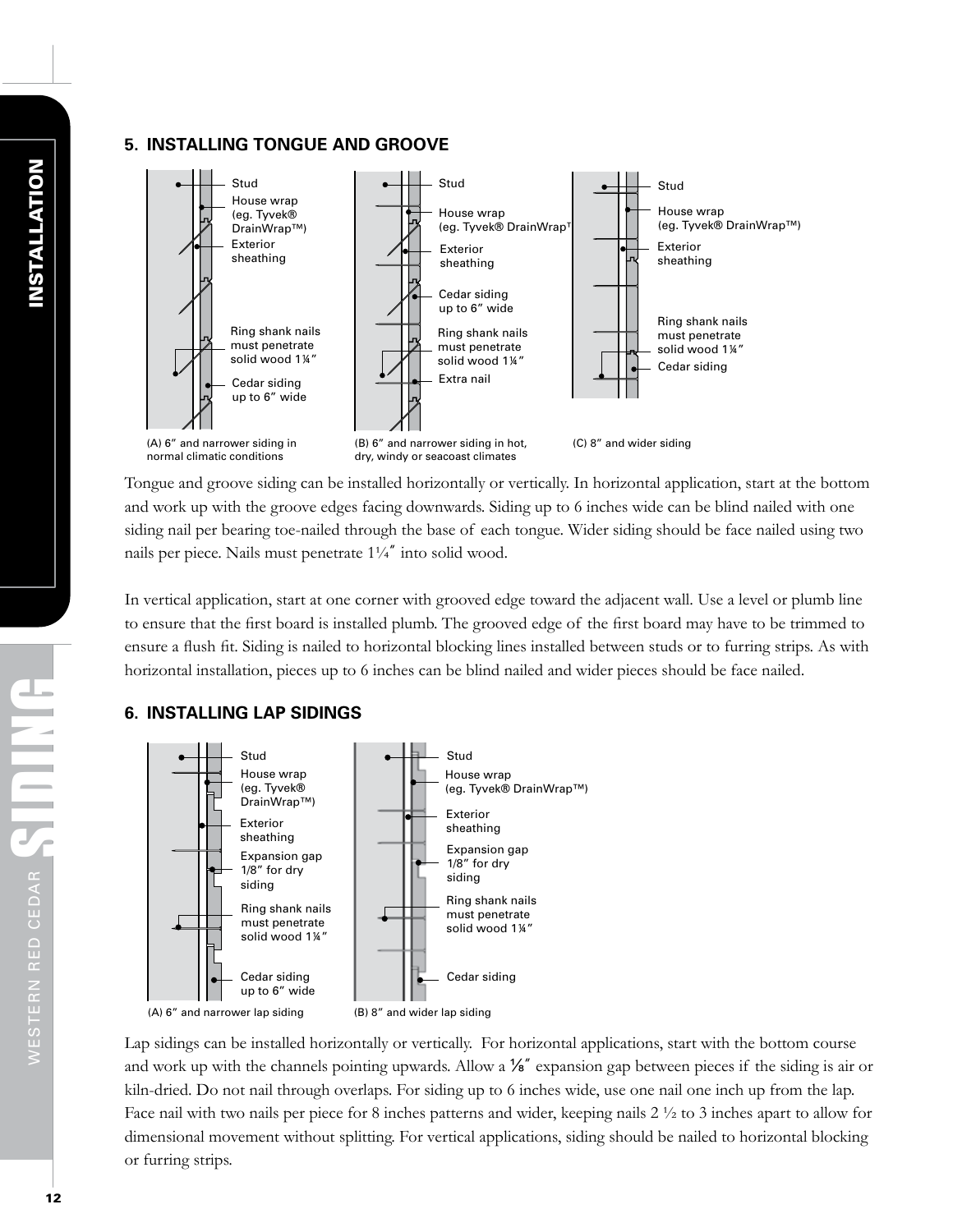## 5. INSTALLING TONGUE AND GROOVE

Stud
House wrap (eg. Tyvek® DrainWrap™)
Exterior sheathing
Ring shank nails must penetrate solid wood 1¼″
Cedar siding up to 6″ wide

(A) 6″ and narrower siding in normal climatic conditions

Stud
House wrap (eg. Tyvek® DrainWrap™)
Exterior sheathing
Cedar siding up to 6″ wide
Ring shank nails must penetrate solid wood 1¼″
Extra nail

(B) 6″ and narrower siding in hot, dry, windy or seacoast climates

Stud
House wrap (eg. Tyvek® DrainWrap™)
Exterior sheathing
Ring shank nails must penetrate solid wood 1¼″
Cedar siding

(C) 8″ and wider siding

Tongue and groove siding can be installed horizontally or vertically. In horizontal application, start at the bottom and work up with the groove edges facing downwards. Siding up to 6 inches wide can be blind nailed with one siding nail per bearing toe-nailed through the base of each tongue. Wider siding should be face nailed using two nails per piece. Nails must penetrate 1¼″ into solid wood.

In vertical application, start at one corner with grooved edge toward the adjacent wall. Use a level or plumb line to ensure that the first board is installed plumb. The grooved edge of the first board may have to be trimmed to ensure a flush fit. Siding is nailed to horizontal blocking lines installed between studs or to furring strips. As with horizontal installation, pieces up to 6 inches can be blind nailed and wider pieces should be face nailed.

## 6. INSTALLING LAP SIDINGS

Stud
House wrap (eg. Tyvek® DrainWrap™)
Exterior sheathing
Expansion gap 1/8″ for dry siding
Ring shank nails must penetrate solid wood 1¼″
Cedar siding up to 6″ wide

(A) 6″ and narrower lap siding

Stud
House wrap (eg. Tyvek® DrainWrap™)
Exterior sheathing
Expansion gap 1/8″ for dry siding
Ring shank nails must penetrate solid wood 1¼″
Cedar siding

(B) 8″ and wider lap siding

Lap sidings can be installed horizontally or vertically. For horizontal applications, start with the bottom course and work up with the channels pointing upwards. Allow a ⅛″ expansion gap between pieces if the siding is air or kiln-dried. Do not nail through overlaps. For siding up to 6 inches wide, use one nail one inch up from the lap. Face nail with two nails per piece for 8 inches patterns and wider, keeping nails 2 ½ to 3 inches apart to allow for dimensional movement without splitting. For vertical applications, siding should be nailed to horizontal blocking or furring strips.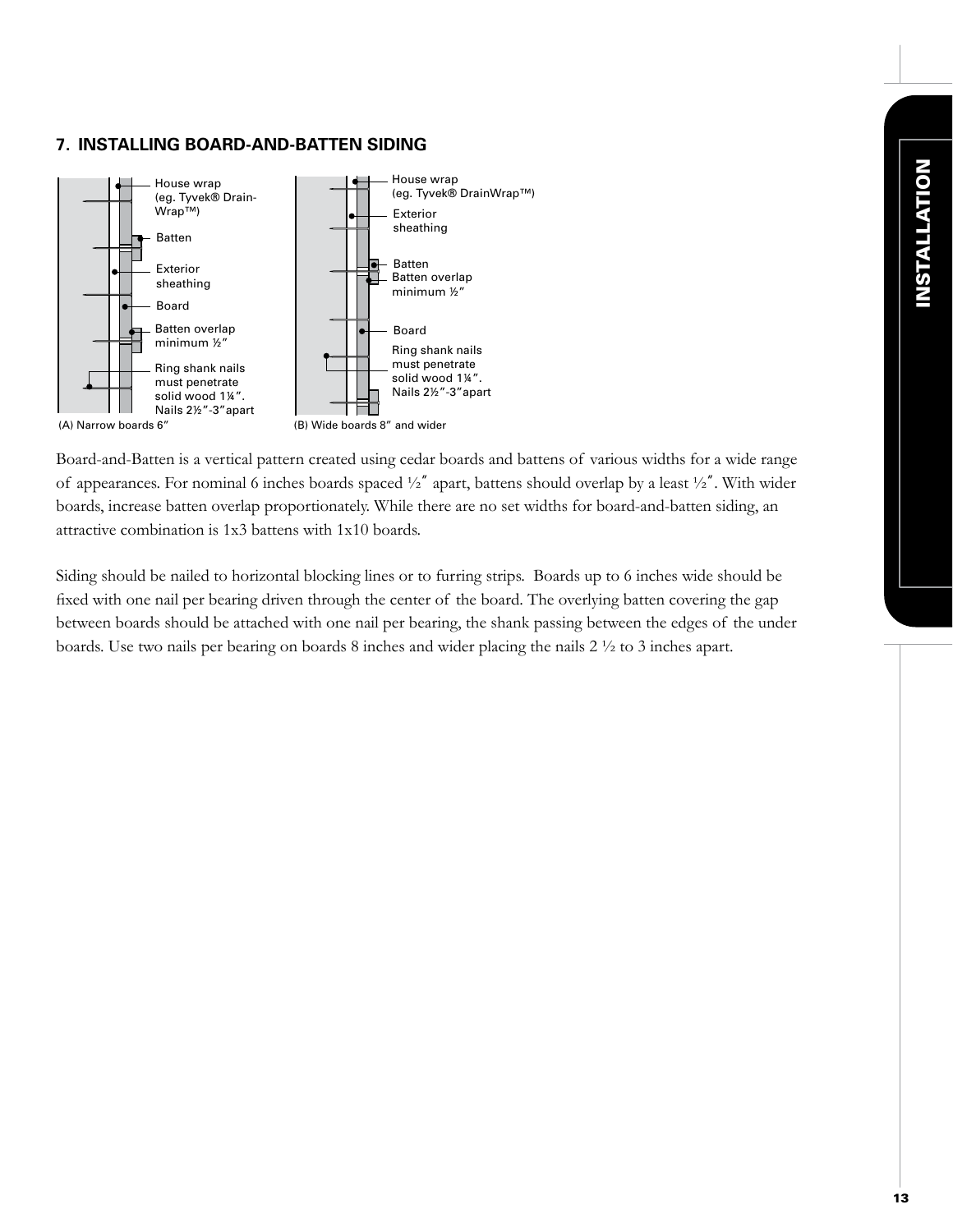## 7. INSTALLING BOARD-AND-BATTEN SIDING

House wrap (eg. Tyvek® Drain-Wrap™)
Batten
Exterior sheathing
Board
Batten overlap minimum ½″
Ring shank nails must penetrate solid wood 1¼″. Nails 2½″-3″apart

(A) Narrow boards 6″

House wrap (eg. Tyvek® DrainWrap™)
Exterior sheathing
Batten
Batten overlap minimum ½″
Board
Ring shank nails must penetrate solid wood 1¼″. Nails 2½″-3″apart

(B) Wide boards 8″ and wider

Board-and-Batten is a vertical pattern created using cedar boards and battens of various widths for a wide range of appearances. For nominal 6 inches boards spaced ½″ apart, battens should overlap by a least ½″. With wider boards, increase batten overlap proportionately. While there are no set widths for board-and-batten siding, an attractive combination is 1x3 battens with 1x10 boards.

Siding should be nailed to horizontal blocking lines or to furring strips. Boards up to 6 inches wide should be fixed with one nail per bearing driven through the center of the board. The overlying batten covering the gap between boards should be attached with one nail per bearing, the shank passing between the edges of the under boards. Use two nails per bearing on boards 8 inches and wider placing the nails 2 ½ to 3 inches apart.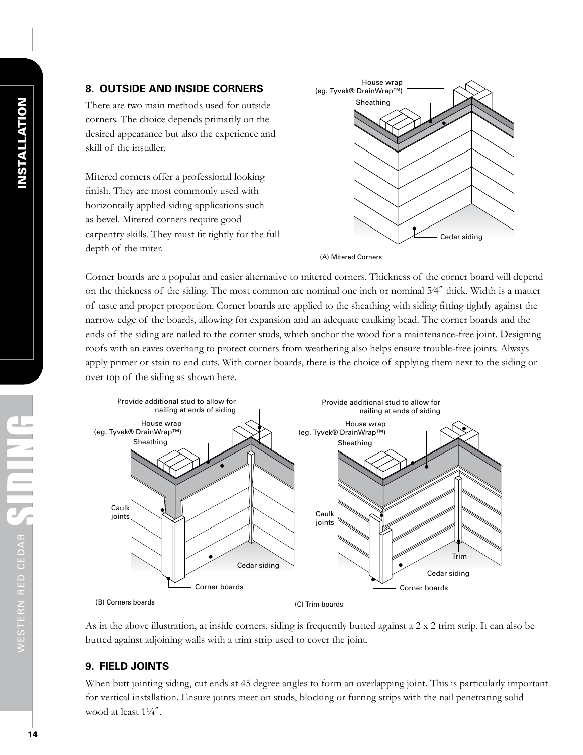## 8. OUTSIDE AND INSIDE CORNERS

There are two main methods used for outside corners. The choice depends primarily on the desired appearance but also the experience and skill of the installer.

Mitered corners offer a professional looking finish. They are most commonly used with horizontally applied siding applications such as bevel. Mitered corners require good carpentry skills. They must fit tightly for the full depth of the miter.

(A) Mitered Corners

Corner boards are a popular and easier alternative to mitered corners. Thickness of the corner board will depend on the thickness of the siding. The most common are nominal one inch or nominal 5⁄4″ thick. Width is a matter of taste and proper proportion. Corner boards are applied to the sheathing with siding fitting tightly against the narrow edge of the boards, allowing for expansion and an adequate caulking bead. The corner boards and the ends of the siding are nailed to the corner studs, which anchor the wood for a maintenance-free joint. Designing roofs with an eaves overhang to protect corners from weathering also helps ensure trouble-free joints. Always apply primer or stain to end cuts. With corner boards, there is the choice of applying them next to the siding or over top of the siding as shown here.

(B) Corners boards

(C) Trim boards

As in the above illustration, at inside corners, siding is frequently butted against a 2 x 2 trim strip. It can also be butted against adjoining walls with a trim strip used to cover the joint.

## 9. FIELD JOINTS

When butt jointing siding, cut ends at 45 degree angles to form an overlapping joint. This is particularly important for vertical installation. Ensure joints meet on studs, blocking or furring strips with the nail penetrating solid wood at least 1¼″.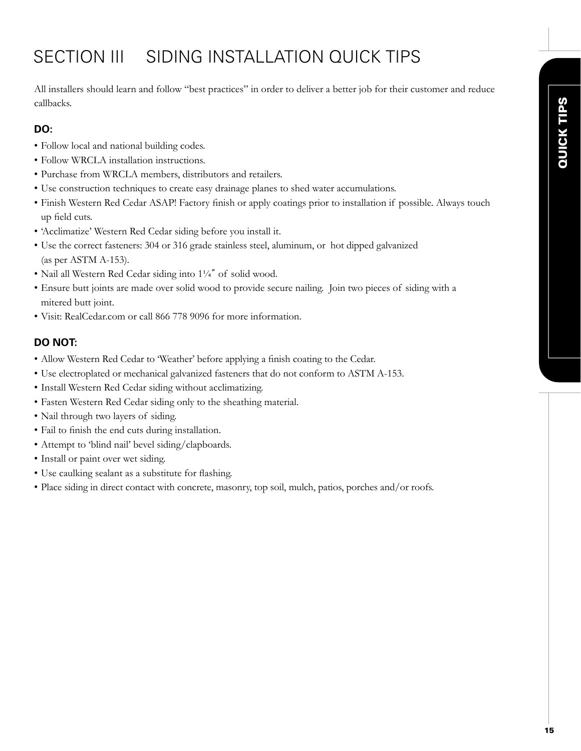# SECTION III SIDING INSTALLATION QUICK TIPS

All installers should learn and follow "best practices" in order to deliver a better job for their customer and reduce callbacks.

### DO:

- Follow local and national building codes.
- Follow WRCLA installation instructions.
- Purchase from WRCLA members, distributors and retailers.
- Use construction techniques to create easy drainage planes to shed water accumulations.
- Finish Western Red Cedar ASAP! Factory finish or apply coatings prior to installation if possible. Always touch up field cuts.
- 'Acclimatize' Western Red Cedar siding before you install it.
- Use the correct fasteners: 304 or 316 grade stainless steel, aluminum, or hot dipped galvanized (as per ASTM A-153).
- Nail all Western Red Cedar siding into 1¼″ of solid wood.
- Ensure butt joints are made over solid wood to provide secure nailing. Join two pieces of siding with a mitered butt joint.
- Visit: RealCedar.com or call 866 778 9096 for more information.

### DO NOT:

- Allow Western Red Cedar to 'Weather' before applying a finish coating to the Cedar.
- Use electroplated or mechanical galvanized fasteners that do not conform to ASTM A-153.
- Install Western Red Cedar siding without acclimatizing.
- Fasten Western Red Cedar siding only to the sheathing material.
- Nail through two layers of siding.
- Fail to finish the end cuts during installation.
- Attempt to 'blind nail' bevel siding/clapboards.
- Install or paint over wet siding.
- Use caulking sealant as a substitute for flashing.
- Place siding in direct contact with concrete, masonry, top soil, mulch, patios, porches and/or roofs.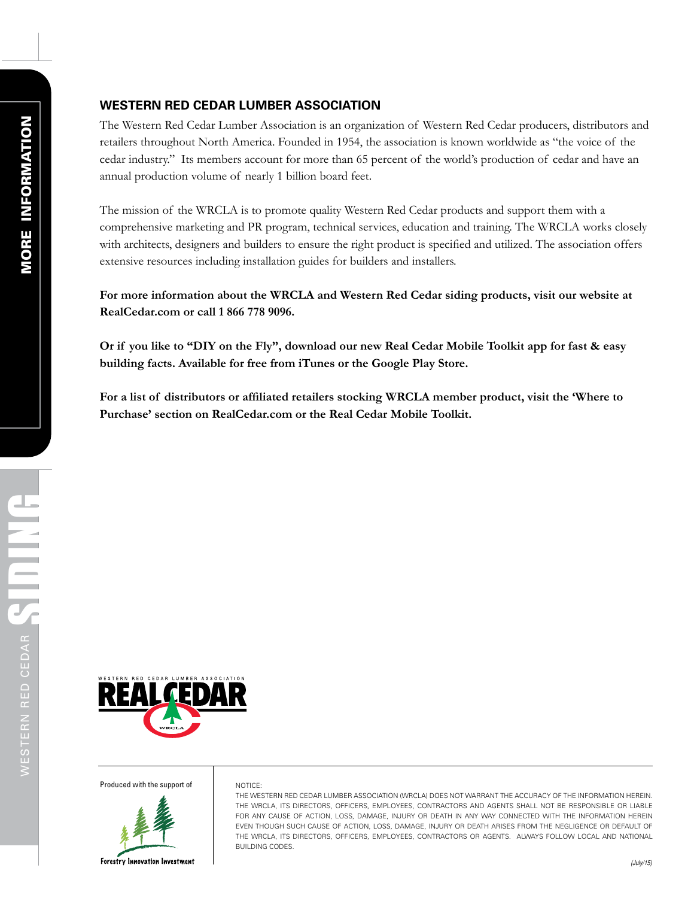## WESTERN RED CEDAR LUMBER ASSOCIATION

The Western Red Cedar Lumber Association is an organization of Western Red Cedar producers, distributors and retailers throughout North America. Founded in 1954, the association is known worldwide as "the voice of the cedar industry." Its members account for more than 65 percent of the world's production of cedar and have an annual production volume of nearly 1 billion board feet.

The mission of the WRCLA is to promote quality Western Red Cedar products and support them with a comprehensive marketing and PR program, technical services, education and training. The WRCLA works closely with architects, designers and builders to ensure the right product is specified and utilized. The association offers extensive resources including installation guides for builders and installers.

**For more information about the WRCLA and Western Red Cedar siding products, visit our website at RealCedar.com or call 1 866 778 9096.**

**Or if you like to "DIY on the Fly", download our new Real Cedar Mobile Toolkit app for fast & easy building facts. Available for free from iTunes or the Google Play Store.**

**For a list of distributors or affiliated retailers stocking WRCLA member product, visit the 'Where to Purchase' section on RealCedar.com or the Real Cedar Mobile Toolkit.**

Produced with the support of

Forestry Innovation Investment

NOTICE:

THE WESTERN RED CEDAR LUMBER ASSOCIATION (WRCLA) DOES NOT WARRANT THE ACCURACY OF THE INFORMATION HEREIN. THE WRCLA, ITS DIRECTORS, OFFICERS, EMPLOYEES, CONTRACTORS AND AGENTS SHALL NOT BE RESPONSIBLE OR LIABLE FOR ANY CAUSE OF ACTION, LOSS, DAMAGE, INJURY OR DEATH IN ANY WAY CONNECTED WITH THE INFORMATION HEREIN EVEN THOUGH SUCH CAUSE OF ACTION, LOSS, DAMAGE, INJURY OR DEATH ARISES FROM THE NEGLIGENCE OR DEFAULT OF THE WRCLA, ITS DIRECTORS, OFFICERS, EMPLOYEES, CONTRACTORS OR AGENTS. ALWAYS FOLLOW LOCAL AND NATIONAL BUILDING CODES.

*(July/15)*